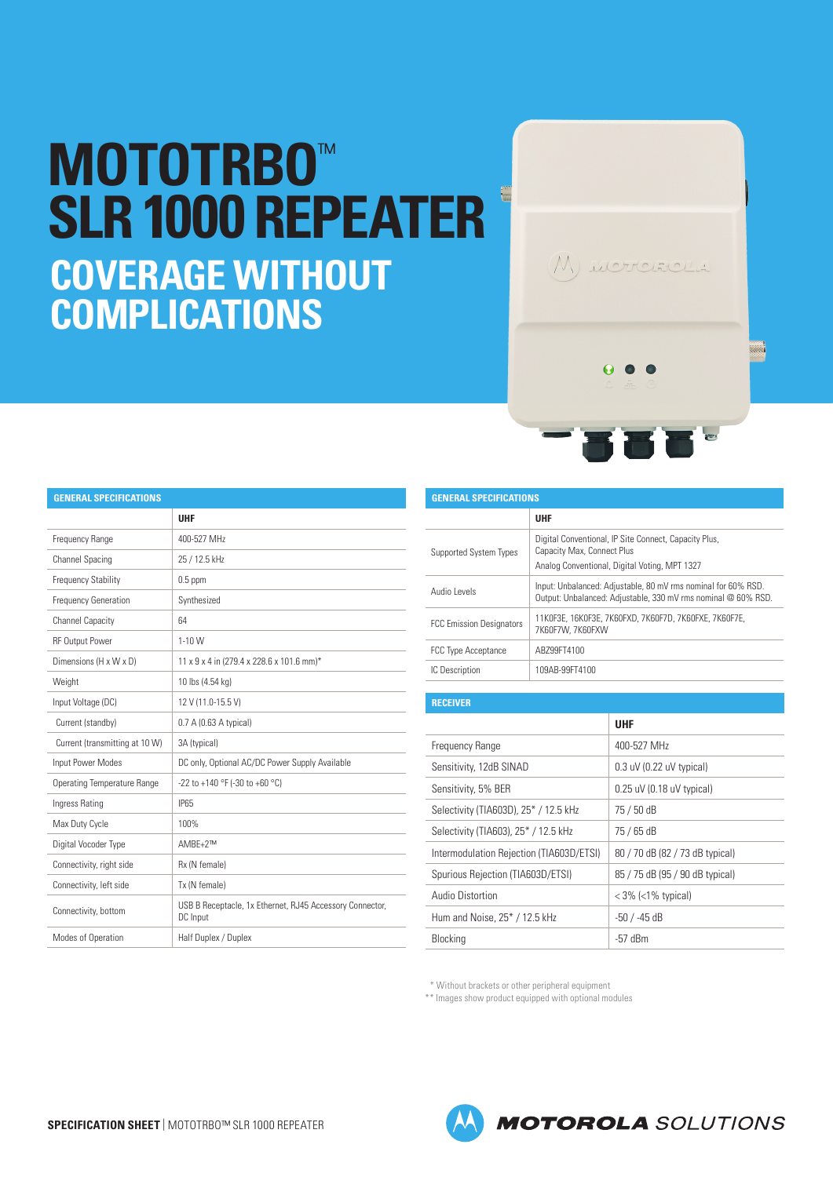# MOTOTRBO™ SLR 1000 REPEATER

## COVERAGE WITHOUT COMPLICATIONS

| GENERAL SPECIFICATIONS | |
|---|---|
| | **UHF** |
| Frequency Range | 400-527 MHz |
| Channel Spacing | 25 / 12.5 kHz |
| Frequency Stability | 0.5 ppm |
| Frequency Generation | Synthesized |
| Channel Capacity | 64 |
| RF Output Power | 1-10 W |
| Dimensions (H x W x D) | 11 x 9 x 4 in (279.4 x 228.6 x 101.6 mm)* |
| Weight | 10 lbs (4.54 kg) |
| Input Voltage (DC) | 12 V (11.0-15.5 V) |
| Current (standby) | 0.7 A (0.63 A typical) |
| Current (transmitting at 10 W) | 3A (typical) |
| Input Power Modes | DC only, Optional AC/DC Power Supply Available |
| Operating Temperature Range | -22 to +140 °F (-30 to +60 °C) |
| Ingress Rating | IP65 |
| Max Duty Cycle | 100% |
| Digital Vocoder Type | AMBE+2™ |
| Connectivity, right side | Rx (N female) |
| Connectivity, left side | Tx (N female) |
| Connectivity, bottom | USB B Receptacle, 1x Ethernet, RJ45 Accessory Connector, DC Input |
| Modes of Operation | Half Duplex / Duplex |

| GENERAL SPECIFICATIONS | |
|---|---|
| | **UHF** |
| Supported System Types | Digital Conventional, IP Site Connect, Capacity Plus, Capacity Max, Connect Plus<br>Analog Conventional, Digital Voting, MPT 1327 |
| Audio Levels | Input: Unbalanced: Adjustable, 80 mV rms nominal for 60% RSD.<br>Output: Unbalanced: Adjustable, 330 mV rms nominal @ 60% RSD. |
| FCC Emission Designators | 11K0F3E, 16K0F3E, 7K60FXD, 7K60F7D, 7K60FXE, 7K60F7E, 7K60F7W, 7K60FXW |
| FCC Type Acceptance | ABZ99FT4100 |
| IC Description | 109AB-99FT4100 |

| RECEIVER | |
|---|---|
| | **UHF** |
| Frequency Range | 400-527 MHz |
| Sensitivity, 12dB SINAD | 0.3 uV (0.22 uV typical) |
| Sensitivity, 5% BER | 0.25 uV (0.18 uV typical) |
| Selectivity (TIA603D), 25* / 12.5 kHz | 75 / 50 dB |
| Selectivity (TIA603), 25* / 12.5 kHz | 75 / 65 dB |
| Intermodulation Rejection (TIA603D/ETSI) | 80 / 70 dB (82 / 73 dB typical) |
| Spurious Rejection (TIA603D/ETSI) | 85 / 75 dB (95 / 90 dB typical) |
| Audio Distortion | < 3% (<1% typical) |
| Hum and Noise, 25* / 12.5 kHz | -50 / -45 dB |
| Blocking | -57 dBm |

* Without brackets or other peripheral equipment
** Images show product equipped with optional modules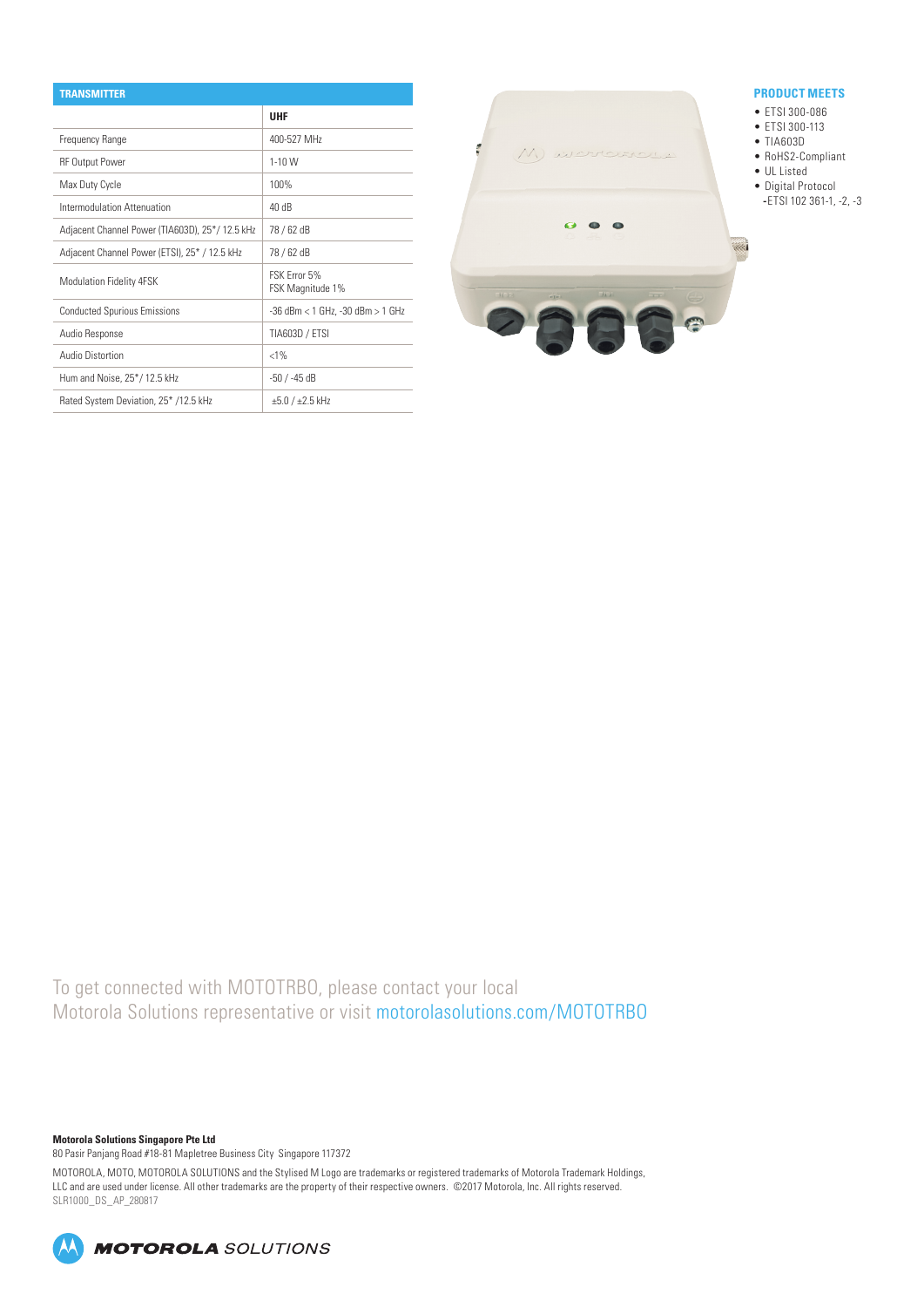## TRANSMITTER

| | UHF |
|---|---|
| Frequency Range | 400-527 MHz |
| RF Output Power | 1-10 W |
| Max Duty Cycle | 100% |
| Intermodulation Attenuation | 40 dB |
| Adjacent Channel Power (TIA603D), 25*/ 12.5 kHz | 78 / 62 dB |
| Adjacent Channel Power (ETSI), 25* / 12.5 kHz | 78 / 62 dB |
| Modulation Fidelity 4FSK | FSK Error 5%<br>FSK Magnitude 1% |
| Conducted Spurious Emissions | -36 dBm < 1 GHz, -30 dBm > 1 GHz |
| Audio Response | TIA603D / ETSI |
| Audio Distortion | <1% |
| Hum and Noise, 25*/ 12.5 kHz | -50 / -45 dB |
| Rated System Deviation, 25* /12.5 kHz | ±5.0 / ±2.5 kHz |

## PRODUCT MEETS

- ETSI 300-086
- ETSI 300-113
- TIA603D
- RoHS2-Compliant
- UL Listed
- Digital Protocol
  - ETSI 102 361-1, -2, -3

To get connected with MOTOTRBO, please contact your local Motorola Solutions representative or visit motorolasolutions.com/MOTOTRBO

**Motorola Solutions Singapore Pte Ltd**
80 Pasir Panjang Road #18-81 Mapletree Business City Singapore 117372

MOTOROLA, MOTO, MOTOROLA SOLUTIONS and the Stylised M Logo are trademarks or registered trademarks of Motorola Trademark Holdings, LLC and are used under license. All other trademarks are the property of their respective owners. ©2017 Motorola, Inc. All rights reserved.
SLR1000_DS_AP_280817

MOTOROLA SOLUTIONS